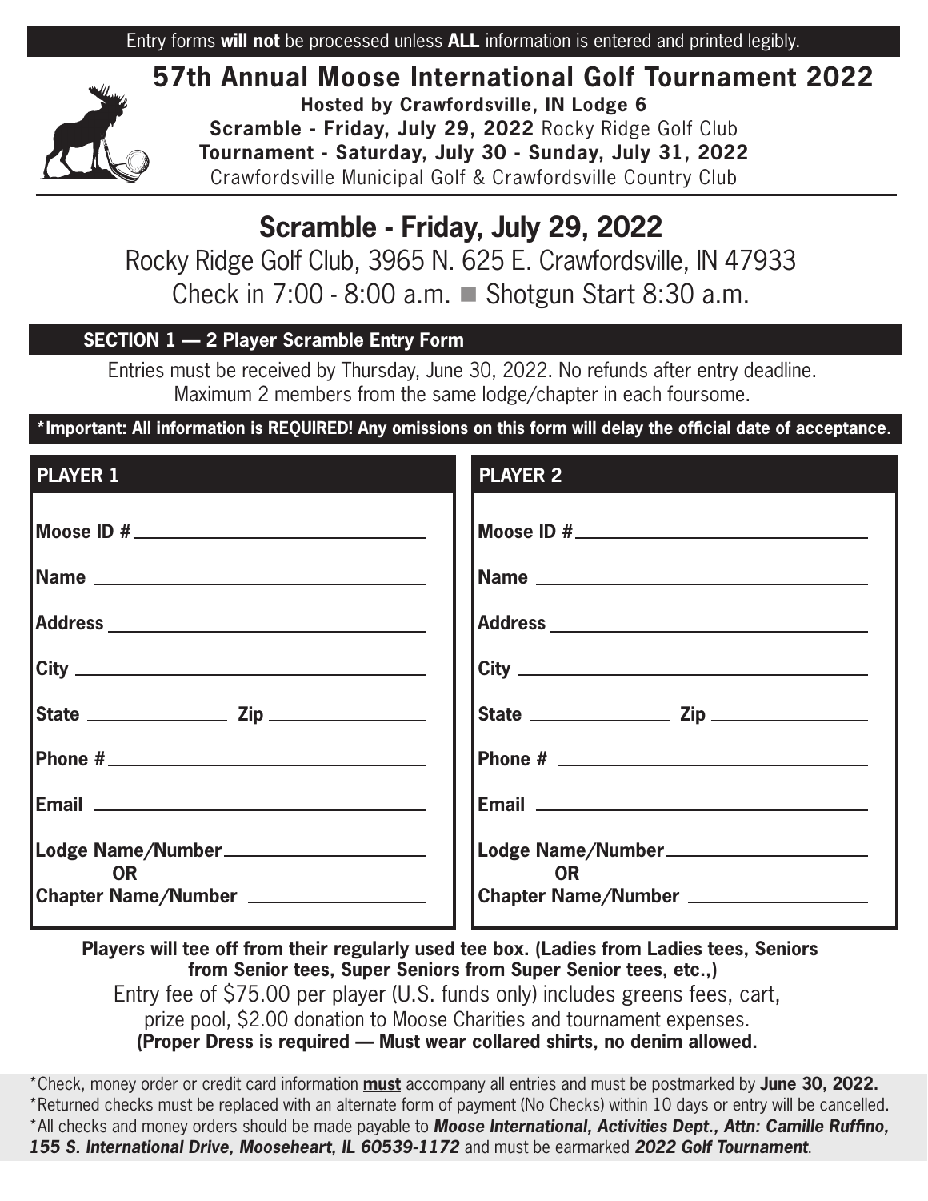Entry forms **will not** be processed unless **ALL** information is entered and printed legibly.

# 57th Annual Moose International Golf Tournament 2022

**Hosted by Crawfordsville, IN Lodge 6**
**Scramble - Friday, July 29, 2022** Rocky Ridge Golf Club
**Tournament - Saturday, July 30 - Sunday, July 31, 2022**
Crawfordsville Municipal Golf & Crawfordsville Country Club

## Scramble - Friday, July 29, 2022

Rocky Ridge Golf Club, 3965 N. 625 E. Crawfordsville, IN 47933
Check in 7:00 - 8:00 a.m. ■ Shotgun Start 8:30 a.m.

### SECTION 1 — 2 Player Scramble Entry Form

Entries must be received by Thursday, June 30, 2022. No refunds after entry deadline.
Maximum 2 members from the same lodge/chapter in each foursome.

**\*Important: All information is REQUIRED! Any omissions on this form will delay the official date of acceptance.**

| PLAYER 1 | PLAYER 2 |
|---|---|
| Moose ID # ____________ | Moose ID # ____________ |
| Name ____________ | Name ____________ |
| Address ____________ | Address ____________ |
| City ____________ | City ____________ |
| State ________ Zip ________ | State ________ Zip ________ |
| Phone # ____________ | Phone # ____________ |
| Email ____________ | Email ____________ |
| Lodge Name/Number ____________ OR Chapter Name/Number ____________ | Lodge Name/Number ____________ OR Chapter Name/Number ____________ |

**Players will tee off from their regularly used tee box. (Ladies from Ladies tees, Seniors from Senior tees, Super Seniors from Super Senior tees, etc.,)**

Entry fee of $75.00 per player (U.S. funds only) includes greens fees, cart, prize pool, $2.00 donation to Moose Charities and tournament expenses.

**(Proper Dress is required — Must wear collared shirts, no denim allowed.**

\*Check, money order or credit card information **must** accompany all entries and must be postmarked by **June 30, 2022.**

\*Returned checks must be replaced with an alternate form of payment (No Checks) within 10 days or entry will be cancelled.

\*All checks and money orders should be made payable to ***Moose International, Activities Dept., Attn: Camille Ruffino, 155 S. International Drive, Mooseheart, IL 60539-1172*** and must be earmarked ***2022 Golf Tournament***.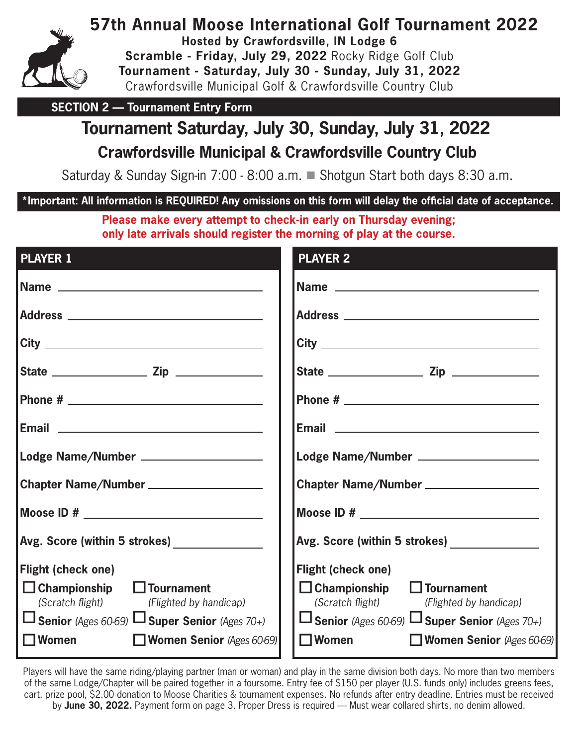# 57th Annual Moose International Golf Tournament 2022

**Hosted by Crawfordsville, IN Lodge 6**

**Scramble - Friday, July 29, 2022** Rocky Ridge Golf Club

**Tournament - Saturday, July 30 - Sunday, July 31, 2022**

Crawfordsville Municipal Golf & Crawfordsville Country Club

**SECTION 2 — Tournament Entry Form**

## Tournament Saturday, July 30, Sunday, July 31, 2022

### Crawfordsville Municipal & Crawfordsville Country Club

Saturday & Sunday Sign-in 7:00 - 8:00 a.m. ■ Shotgun Start both days 8:30 a.m.

**\*Important: All information is REQUIRED! Any omissions on this form will delay the official date of acceptance.**

**Please make every attempt to check-in early on Thursday evening; only late arrivals should register the morning of play at the course.**

| PLAYER 1 | PLAYER 2 |
|---|---|
| **Name** ______________ | **Name** ______________ |
| **Address** ______________ | **Address** ______________ |
| **City** ______________ | **City** ______________ |
| **State** ________ **Zip** ________ | **State** ________ **Zip** ________ |
| **Phone #** ______________ | **Phone #** ______________ |
| **Email** ______________ | **Email** ______________ |
| **Lodge Name/Number** ______________ | **Lodge Name/Number** ______________ |
| **Chapter Name/Number** ______________ | **Chapter Name/Number** ______________ |
| **Moose ID #** ______________ | **Moose ID #** ______________ |
| **Avg. Score (within 5 strokes)** ________ | **Avg. Score (within 5 strokes)** ________ |
| **Flight (check one)** | **Flight (check one)** |
| ☐ **Championship** *(Scratch flight)* ☐ **Tournament** *(Flighted by handicap)* | ☐ **Championship** *(Scratch flight)* ☐ **Tournament** *(Flighted by handicap)* |
| ☐ **Senior** *(Ages 60-69)* ☐ **Super Senior** *(Ages 70+)* | ☐ **Senior** *(Ages 60-69)* ☐ **Super Senior** *(Ages 70+)* |
| ☐ **Women** ☐ **Women Senior** *(Ages 60-69)* | ☐ **Women** ☐ **Women Senior** *(Ages 60-69)* |

Players will have the same riding/playing partner (man or woman) and play in the same division both days. No more than two members of the same Lodge/Chapter will be paired together in a foursome. Entry fee of $150 per player (U.S. funds only) includes greens fees, cart, prize pool, $2.00 donation to Moose Charities & tournament expenses. No refunds after entry deadline. Entries must be received by **June 30, 2022.** Payment form on page 3. Proper Dress is required — Must wear collared shirts, no denim allowed.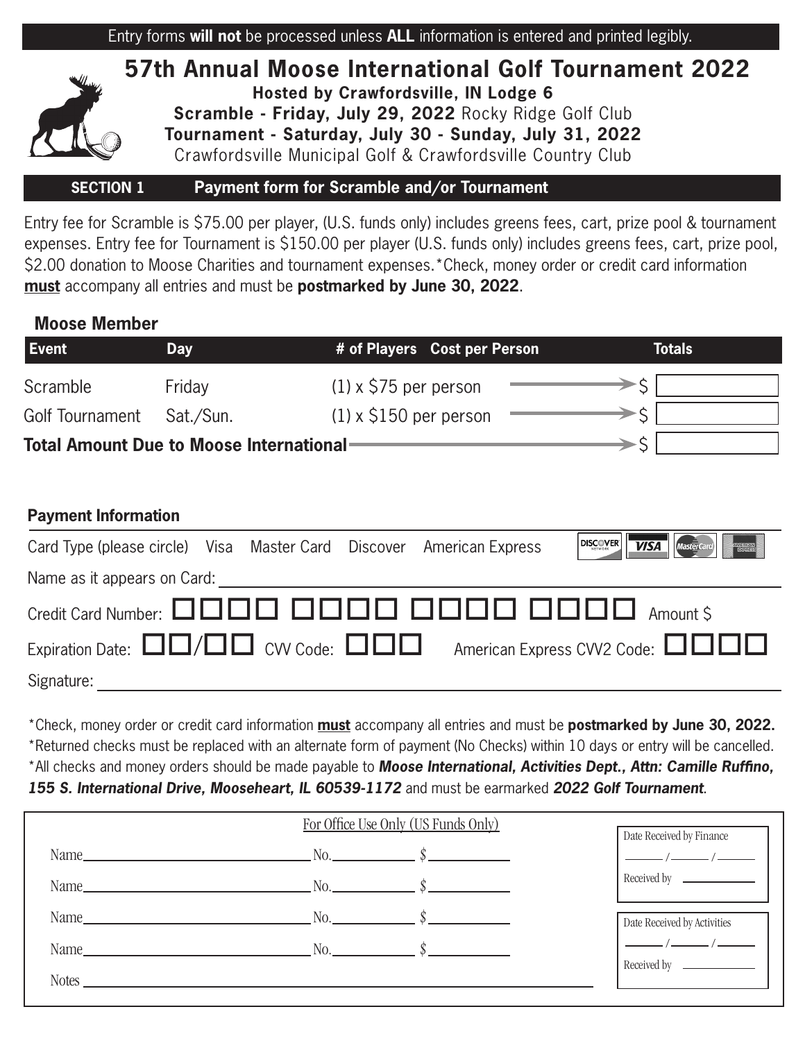Entry forms **will not** be processed unless **ALL** information is entered and printed legibly.

# 57th Annual Moose International Golf Tournament 2022

**Hosted by Crawfordsville, IN Lodge 6**

**Scramble - Friday, July 29, 2022** Rocky Ridge Golf Club

**Tournament - Saturday, July 30 - Sunday, July 31, 2022**

Crawfordsville Municipal Golf & Crawfordsville Country Club

## SECTION 1 Payment form for Scramble and/or Tournament

Entry fee for Scramble is $75.00 per player, (U.S. funds only) includes greens fees, cart, prize pool & tournament expenses. Entry fee for Tournament is $150.00 per player (U.S. funds only) includes greens fees, cart, prize pool, $2.00 donation to Moose Charities and tournament expenses. *Check, money order or credit card information **must** accompany all entries and must be **postmarked by June 30, 2022**.

### Moose Member

| Event | Day | # of Players Cost per Person | Totals |
|---|---|---|---|
| Scramble | Friday | (1) x $75 per person | $ |
| Golf Tournament | Sat./Sun. | (1) x $150 per person | $ |
| **Total Amount Due to Moose International** | | | $ |

### Payment Information

Card Type (please circle) Visa Master Card Discover American Express

Name as it appears on Card: ____________________

Credit Card Number: □□□□ □□□□ □□□□ □□□□ Amount $

Expiration Date: □□/□□ CVV Code: □□□ American Express CVV2 Code: □□□□

Signature: ____________________

*Check, money order or credit card information **must** accompany all entries and must be **postmarked by June 30, 2022.**

*Returned checks must be replaced with an alternate form of payment (No Checks) within 10 days or entry will be cancelled.

*All checks and money orders should be made payable to ***Moose International, Activities Dept., Attn: Camille Ruffino, 155 S. International Drive, Mooseheart, IL 60539-1172*** and must be earmarked ***2022 Golf Tournament***.

For Office Use Only (US Funds Only)

Name ____________ No. ______ $ ______

Name ____________ No. ______ $ ______

Name ____________ No. ______ $ ______

Name ____________ No. ______ $ ______

Notes ____________

Date Received by Finance ___/___/___

Received by ______

Date Received by Activities ___/___/___

Received by ______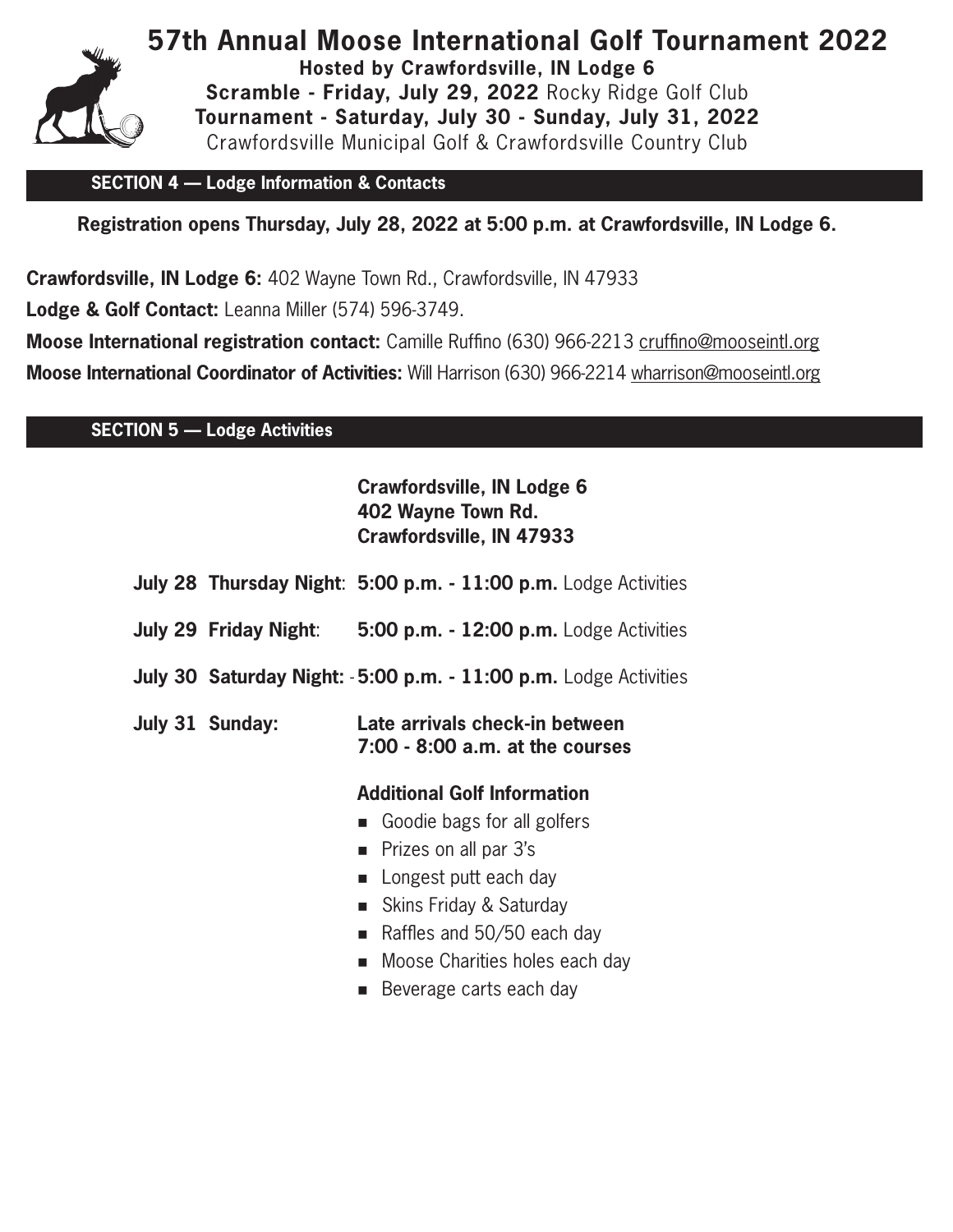# 57th Annual Moose International Golf Tournament 2022

**Hosted by Crawfordsville, IN Lodge 6**
**Scramble - Friday, July 29, 2022** Rocky Ridge Golf Club
**Tournament - Saturday, July 30 - Sunday, July 31, 2022**
Crawfordsville Municipal Golf & Crawfordsville Country Club

## SECTION 4 — Lodge Information & Contacts

**Registration opens Thursday, July 28, 2022 at 5:00 p.m. at Crawfordsville, IN Lodge 6.**

**Crawfordsville, IN Lodge 6:** 402 Wayne Town Rd., Crawfordsville, IN 47933

**Lodge & Golf Contact:** Leanna Miller (574) 596-3749.

**Moose International registration contact:** Camille Ruffino (630) 966-2213 cruffino@mooseintl.org

**Moose International Coordinator of Activities:** Will Harrison (630) 966-2214 wharrison@mooseintl.org

## SECTION 5 — Lodge Activities

**Crawfordsville, IN Lodge 6**
**402 Wayne Town Rd.**
**Crawfordsville, IN 47933**

**July 28 Thursday Night**: **5:00 p.m. - 11:00 p.m.** Lodge Activities

**July 29 Friday Night**: **5:00 p.m. - 12:00 p.m.** Lodge Activities

**July 30 Saturday Night:** - **5:00 p.m. - 11:00 p.m.** Lodge Activities

**July 31 Sunday:** **Late arrivals check-in between 7:00 - 8:00 a.m. at the courses**

**Additional Golf Information**

- Goodie bags for all golfers
- Prizes on all par 3's
- Longest putt each day
- Skins Friday & Saturday
- Raffles and 50/50 each day
- Moose Charities holes each day
- Beverage carts each day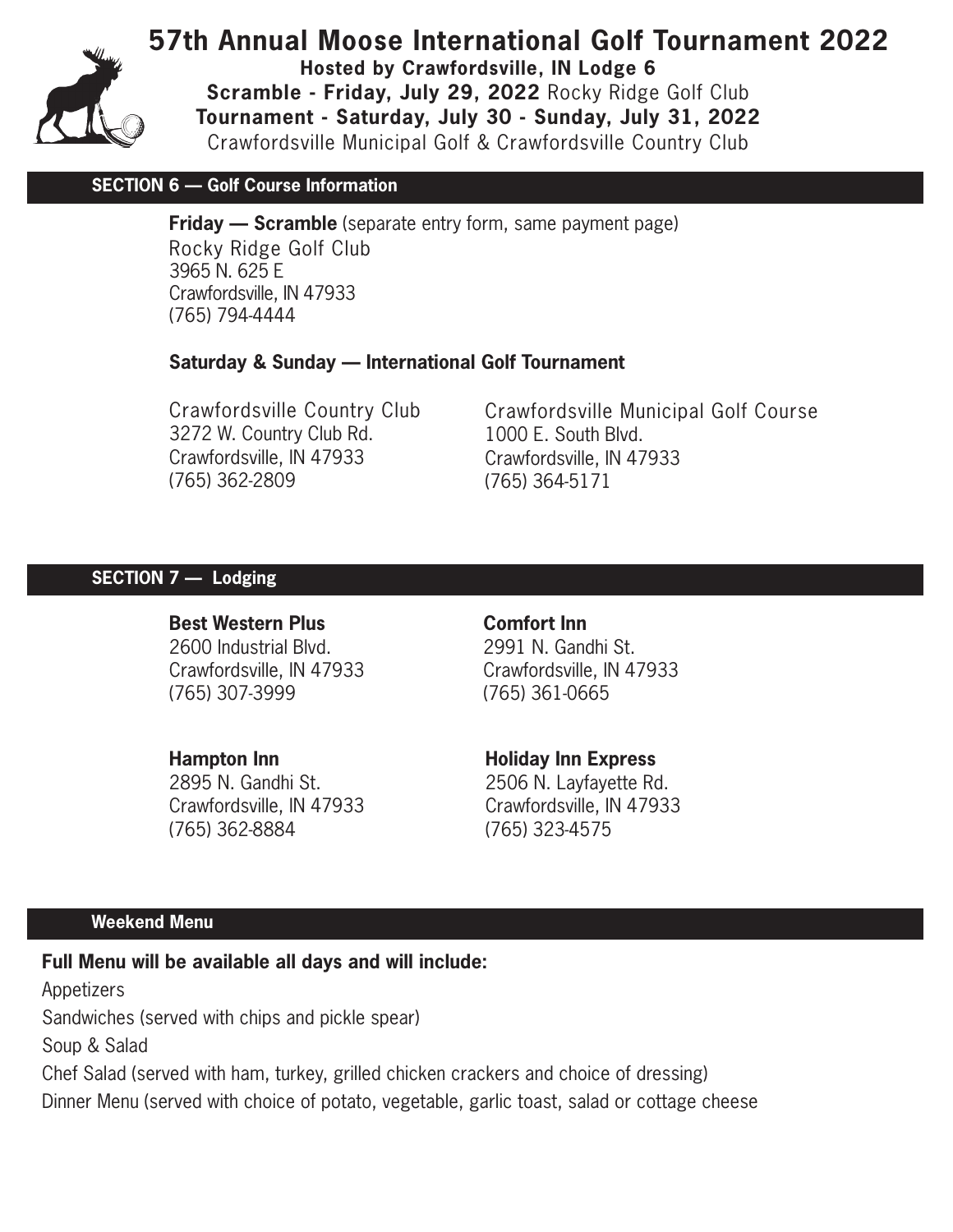# 57th Annual Moose International Golf Tournament 2022

**Hosted by Crawfordsville, IN Lodge 6**

**Scramble - Friday, July 29, 2022** Rocky Ridge Golf Club

**Tournament - Saturday, July 30 - Sunday, July 31, 2022**

Crawfordsville Municipal Golf & Crawfordsville Country Club

## SECTION 6 — Golf Course Information

**Friday — Scramble** (separate entry form, same payment page)

Rocky Ridge Golf Club
3965 N. 625 E
Crawfordsville, IN 47933
(765) 794-4444

**Saturday & Sunday — International Golf Tournament**

Crawfordsville Country Club
3272 W. Country Club Rd.
Crawfordsville, IN 47933
(765) 362-2809

Crawfordsville Municipal Golf Course
1000 E. South Blvd.
Crawfordsville, IN 47933
(765) 364-5171

## SECTION 7 — Lodging

**Best Western Plus**
2600 Industrial Blvd.
Crawfordsville, IN 47933
(765) 307-3999

**Comfort Inn**
2991 N. Gandhi St.
Crawfordsville, IN 47933
(765) 361-0665

**Hampton Inn**
2895 N. Gandhi St.
Crawfordsville, IN 47933
(765) 362-8884

**Holiday Inn Express**
2506 N. Layfayette Rd.
Crawfordsville, IN 47933
(765) 323-4575

## Weekend Menu

**Full Menu will be available all days and will include:**

Appetizers

Sandwiches (served with chips and pickle spear)

Soup & Salad

Chef Salad (served with ham, turkey, grilled chicken crackers and choice of dressing)

Dinner Menu (served with choice of potato, vegetable, garlic toast, salad or cottage cheese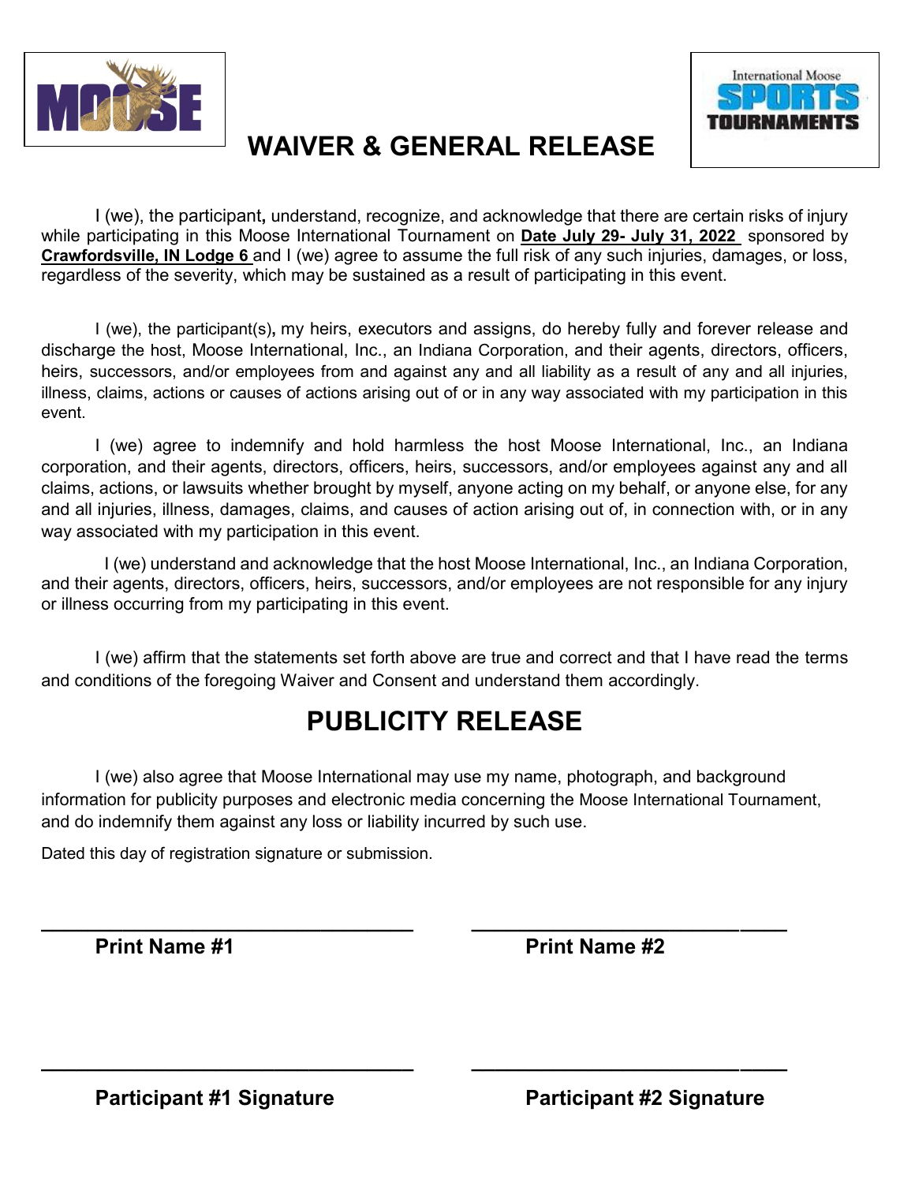# WAIVER & GENERAL RELEASE

I (we), the participant, understand, recognize, and acknowledge that there are certain risks of injury while participating in this Moose International Tournament on **Date July 29- July 31, 2022** sponsored by **Crawfordsville, IN Lodge 6** and I (we) agree to assume the full risk of any such injuries, damages, or loss, regardless of the severity, which may be sustained as a result of participating in this event.

I (we), the participant(s), my heirs, executors and assigns, do hereby fully and forever release and discharge the host, Moose International, Inc., an Indiana Corporation, and their agents, directors, officers, heirs, successors, and/or employees from and against any and all liability as a result of any and all injuries, illness, claims, actions or causes of actions arising out of or in any way associated with my participation in this event.

I (we) agree to indemnify and hold harmless the host Moose International, Inc., an Indiana corporation, and their agents, directors, officers, heirs, successors, and/or employees against any and all claims, actions, or lawsuits whether brought by myself, anyone acting on my behalf, or anyone else, for any and all injuries, illness, damages, claims, and causes of action arising out of, in connection with, or in any way associated with my participation in this event.

I (we) understand and acknowledge that the host Moose International, Inc., an Indiana Corporation, and their agents, directors, officers, heirs, successors, and/or employees are not responsible for any injury or illness occurring from my participating in this event.

I (we) affirm that the statements set forth above are true and correct and that I have read the terms and conditions of the foregoing Waiver and Consent and understand them accordingly.

# PUBLICITY RELEASE

I (we) also agree that Moose International may use my name, photograph, and background information for publicity purposes and electronic media concerning the Moose International Tournament, and do indemnify them against any loss or liability incurred by such use.

Dated this day of registration signature or submission.

\_\_\_\_\_\_\_\_\_\_\_\_\_\_\_\_\_\_\_\_\_\_\_\_\_\_\_\_\_\_ \_\_\_\_\_\_\_\_\_\_\_\_\_\_\_\_\_\_\_\_\_\_\_\_\_\_\_\_\_\_

**Print Name #1** **Print Name #2**

\_\_\_\_\_\_\_\_\_\_\_\_\_\_\_\_\_\_\_\_\_\_\_\_\_\_\_\_\_\_ \_\_\_\_\_\_\_\_\_\_\_\_\_\_\_\_\_\_\_\_\_\_\_\_\_\_\_\_\_\_

**Participant #1 Signature** **Participant #2 Signature**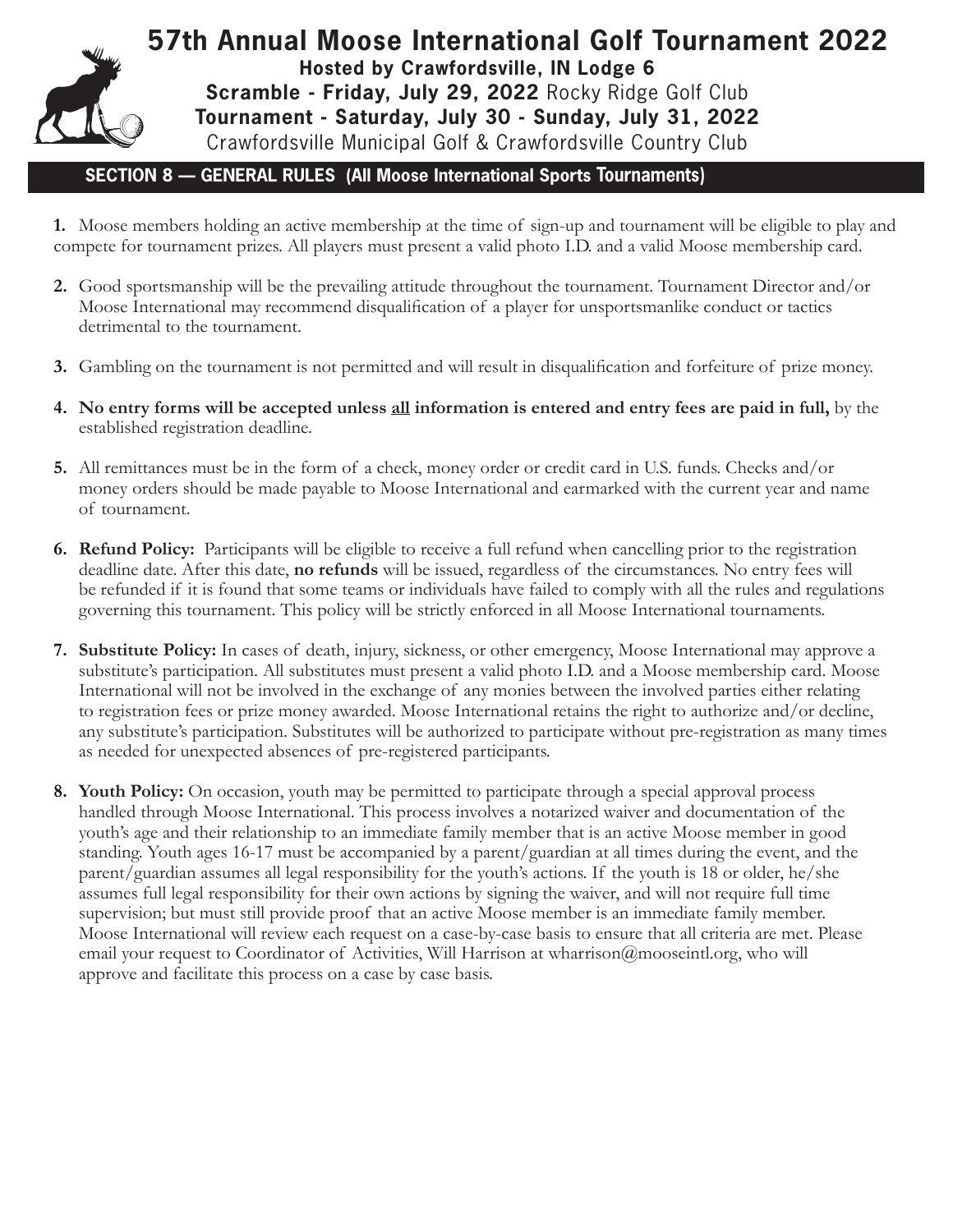# 57th Annual Moose International Golf Tournament 2022

**Hosted by Crawfordsville, IN Lodge 6**

**Scramble - Friday, July 29, 2022** Rocky Ridge Golf Club

**Tournament - Saturday, July 30 - Sunday, July 31, 2022**

Crawfordsville Municipal Golf & Crawfordsville Country Club

## SECTION 8 — GENERAL RULES (All Moose International Sports Tournaments)

**1.** Moose members holding an active membership at the time of sign-up and tournament will be eligible to play and compete for tournament prizes. All players must present a valid photo I.D. and a valid Moose membership card.

**2.** Good sportsmanship will be the prevailing attitude throughout the tournament. Tournament Director and/or Moose International may recommend disqualification of a player for unsportsmanlike conduct or tactics detrimental to the tournament.

**3.** Gambling on the tournament is not permitted and will result in disqualification and forfeiture of prize money.

**4. No entry forms will be accepted unless <u>all</u> information is entered and entry fees are paid in full,** by the established registration deadline.

**5.** All remittances must be in the form of a check, money order or credit card in U.S. funds. Checks and/or money orders should be made payable to Moose International and earmarked with the current year and name of tournament.

**6. Refund Policy:** Participants will be eligible to receive a full refund when cancelling prior to the registration deadline date. After this date, **no refunds** will be issued, regardless of the circumstances. No entry fees will be refunded if it is found that some teams or individuals have failed to comply with all the rules and regulations governing this tournament. This policy will be strictly enforced in all Moose International tournaments.

**7. Substitute Policy:** In cases of death, injury, sickness, or other emergency, Moose International may approve a substitute's participation. All substitutes must present a valid photo I.D. and a Moose membership card. Moose International will not be involved in the exchange of any monies between the involved parties either relating to registration fees or prize money awarded. Moose International retains the right to authorize and/or decline, any substitute's participation. Substitutes will be authorized to participate without pre-registration as many times as needed for unexpected absences of pre-registered participants.

**8. Youth Policy:** On occasion, youth may be permitted to participate through a special approval process handled through Moose International. This process involves a notarized waiver and documentation of the youth's age and their relationship to an immediate family member that is an active Moose member in good standing. Youth ages 16-17 must be accompanied by a parent/guardian at all times during the event, and the parent/guardian assumes all legal responsibility for the youth's actions. If the youth is 18 or older, he/she assumes full legal responsibility for their own actions by signing the waiver, and will not require full time supervision; but must still provide proof that an active Moose member is an immediate family member. Moose International will review each request on a case-by-case basis to ensure that all criteria are met. Please email your request to Coordinator of Activities, Will Harrison at wharrison@mooseintl.org, who will approve and facilitate this process on a case by case basis.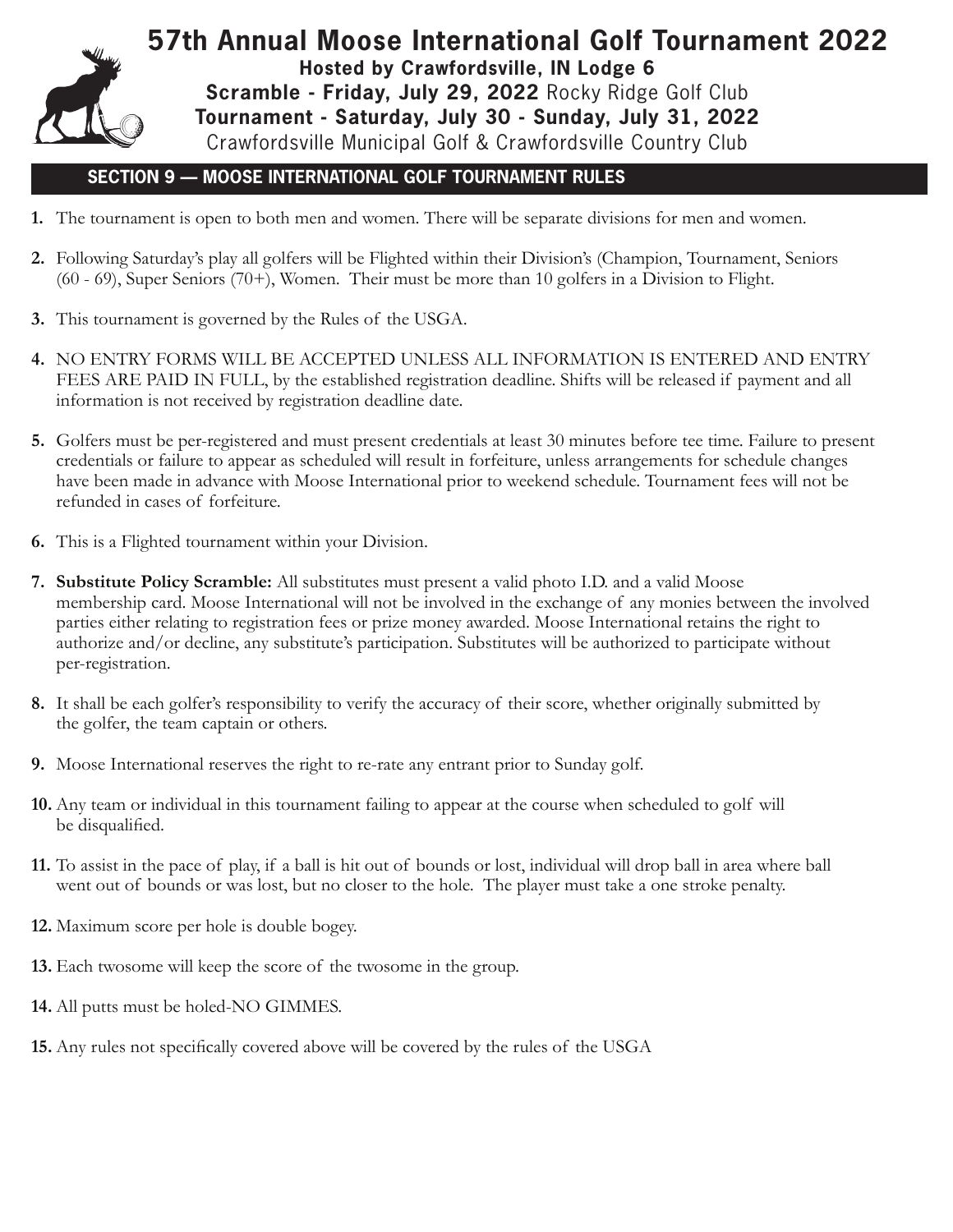# 57th Annual Moose International Golf Tournament 2022

**Hosted by Crawfordsville, IN Lodge 6**

**Scramble - Friday, July 29, 2022** Rocky Ridge Golf Club

**Tournament - Saturday, July 30 - Sunday, July 31, 2022**

Crawfordsville Municipal Golf & Crawfordsville Country Club

## SECTION 9 — MOOSE INTERNATIONAL GOLF TOURNAMENT RULES

1. The tournament is open to both men and women. There will be separate divisions for men and women.
2. Following Saturday's play all golfers will be Flighted within their Division's (Champion, Tournament, Seniors (60 - 69), Super Seniors (70+), Women. Their must be more than 10 golfers in a Division to Flight.
3. This tournament is governed by the Rules of the USGA.
4. NO ENTRY FORMS WILL BE ACCEPTED UNLESS ALL INFORMATION IS ENTERED AND ENTRY FEES ARE PAID IN FULL, by the established registration deadline. Shifts will be released if payment and all information is not received by registration deadline date.
5. Golfers must be per-registered and must present credentials at least 30 minutes before tee time. Failure to present credentials or failure to appear as scheduled will result in forfeiture, unless arrangements for schedule changes have been made in advance with Moose International prior to weekend schedule. Tournament fees will not be refunded in cases of forfeiture.
6. This is a Flighted tournament within your Division.
7. **Substitute Policy Scramble:** All substitutes must present a valid photo I.D. and a valid Moose membership card. Moose International will not be involved in the exchange of any monies between the involved parties either relating to registration fees or prize money awarded. Moose International retains the right to authorize and/or decline, any substitute's participation. Substitutes will be authorized to participate without per-registration.
8. It shall be each golfer's responsibility to verify the accuracy of their score, whether originally submitted by the golfer, the team captain or others.
9. Moose International reserves the right to re-rate any entrant prior to Sunday golf.
10. Any team or individual in this tournament failing to appear at the course when scheduled to golf will be disqualified.
11. To assist in the pace of play, if a ball is hit out of bounds or lost, individual will drop ball in area where ball went out of bounds or was lost, but no closer to the hole. The player must take a one stroke penalty.
12. Maximum score per hole is double bogey.
13. Each twosome will keep the score of the twosome in the group.
14. All putts must be holed-NO GIMMES.
15. Any rules not specifically covered above will be covered by the rules of the USGA